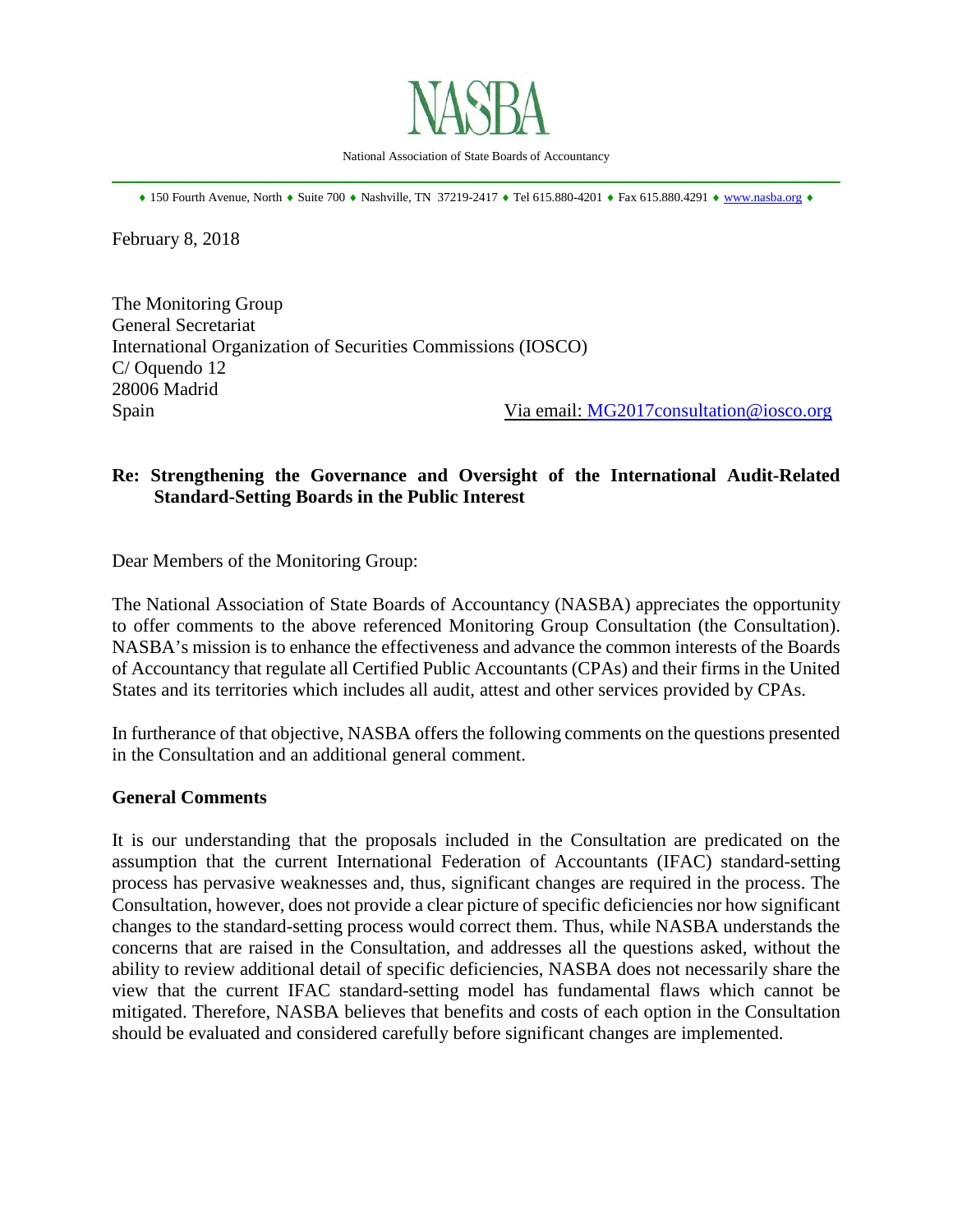# NASBA

National Association of State Boards of Accountancy

♦ 150 Fourth Avenue, North ♦ Suite 700 ♦ Nashville, TN 37219-2417 ♦ Tel 615.880-4201 ♦ Fax 615.880.4291 ♦ www.nasba.org ♦

February 8, 2018

The Monitoring Group
General Secretariat
International Organization of Securities Commissions (IOSCO)
C/ Oquendo 12
28006 Madrid
Spain

Via email: MG2017consultation@iosco.org

**Re: Strengthening the Governance and Oversight of the International Audit-Related Standard-Setting Boards in the Public Interest**

Dear Members of the Monitoring Group:

The National Association of State Boards of Accountancy (NASBA) appreciates the opportunity to offer comments to the above referenced Monitoring Group Consultation (the Consultation). NASBA's mission is to enhance the effectiveness and advance the common interests of the Boards of Accountancy that regulate all Certified Public Accountants (CPAs) and their firms in the United States and its territories which includes all audit, attest and other services provided by CPAs.

In furtherance of that objective, NASBA offers the following comments on the questions presented in the Consultation and an additional general comment.

**General Comments**

It is our understanding that the proposals included in the Consultation are predicated on the assumption that the current International Federation of Accountants (IFAC) standard-setting process has pervasive weaknesses and, thus, significant changes are required in the process. The Consultation, however, does not provide a clear picture of specific deficiencies nor how significant changes to the standard-setting process would correct them. Thus, while NASBA understands the concerns that are raised in the Consultation, and addresses all the questions asked, without the ability to review additional detail of specific deficiencies, NASBA does not necessarily share the view that the current IFAC standard-setting model has fundamental flaws which cannot be mitigated. Therefore, NASBA believes that benefits and costs of each option in the Consultation should be evaluated and considered carefully before significant changes are implemented.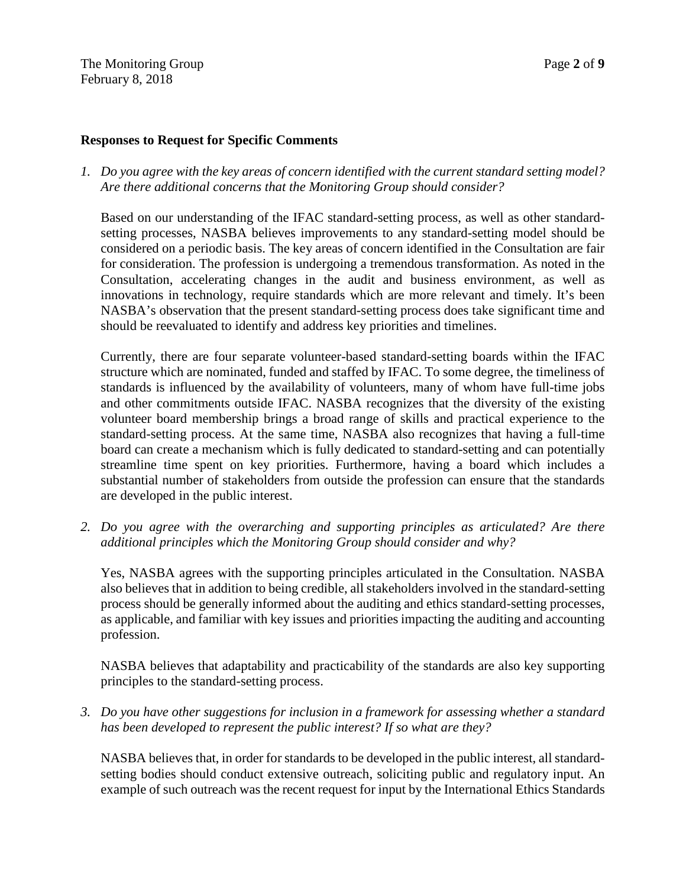**Responses to Request for Specific Comments**

1. *Do you agree with the key areas of concern identified with the current standard setting model? Are there additional concerns that the Monitoring Group should consider?*

   Based on our understanding of the IFAC standard-setting process, as well as other standard-setting processes, NASBA believes improvements to any standard-setting model should be considered on a periodic basis. The key areas of concern identified in the Consultation are fair for consideration. The profession is undergoing a tremendous transformation. As noted in the Consultation, accelerating changes in the audit and business environment, as well as innovations in technology, require standards which are more relevant and timely. It's been NASBA's observation that the present standard-setting process does take significant time and should be reevaluated to identify and address key priorities and timelines.

   Currently, there are four separate volunteer-based standard-setting boards within the IFAC structure which are nominated, funded and staffed by IFAC. To some degree, the timeliness of standards is influenced by the availability of volunteers, many of whom have full-time jobs and other commitments outside IFAC. NASBA recognizes that the diversity of the existing volunteer board membership brings a broad range of skills and practical experience to the standard-setting process. At the same time, NASBA also recognizes that having a full-time board can create a mechanism which is fully dedicated to standard-setting and can potentially streamline time spent on key priorities. Furthermore, having a board which includes a substantial number of stakeholders from outside the profession can ensure that the standards are developed in the public interest.

2. *Do you agree with the overarching and supporting principles as articulated? Are there additional principles which the Monitoring Group should consider and why?*

   Yes, NASBA agrees with the supporting principles articulated in the Consultation. NASBA also believes that in addition to being credible, all stakeholders involved in the standard-setting process should be generally informed about the auditing and ethics standard-setting processes, as applicable, and familiar with key issues and priorities impacting the auditing and accounting profession.

   NASBA believes that adaptability and practicability of the standards are also key supporting principles to the standard-setting process.

3. *Do you have other suggestions for inclusion in a framework for assessing whether a standard has been developed to represent the public interest? If so what are they?*

   NASBA believes that, in order for standards to be developed in the public interest, all standard-setting bodies should conduct extensive outreach, soliciting public and regulatory input. An example of such outreach was the recent request for input by the International Ethics Standards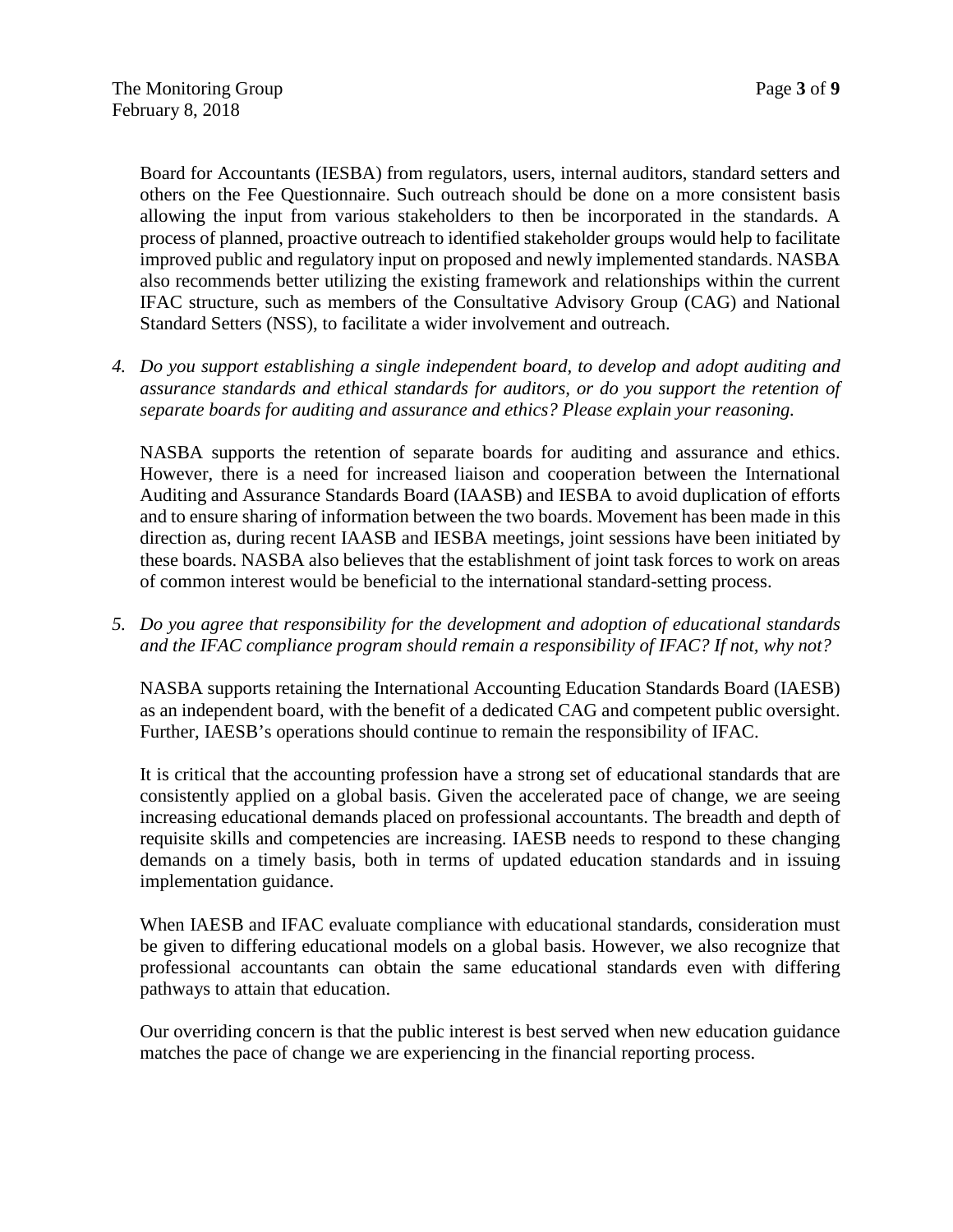Board for Accountants (IESBA) from regulators, users, internal auditors, standard setters and others on the Fee Questionnaire. Such outreach should be done on a more consistent basis allowing the input from various stakeholders to then be incorporated in the standards. A process of planned, proactive outreach to identified stakeholder groups would help to facilitate improved public and regulatory input on proposed and newly implemented standards. NASBA also recommends better utilizing the existing framework and relationships within the current IFAC structure, such as members of the Consultative Advisory Group (CAG) and National Standard Setters (NSS), to facilitate a wider involvement and outreach.

4. *Do you support establishing a single independent board, to develop and adopt auditing and assurance standards and ethical standards for auditors, or do you support the retention of separate boards for auditing and assurance and ethics? Please explain your reasoning.*

   NASBA supports the retention of separate boards for auditing and assurance and ethics. However, there is a need for increased liaison and cooperation between the International Auditing and Assurance Standards Board (IAASB) and IESBA to avoid duplication of efforts and to ensure sharing of information between the two boards. Movement has been made in this direction as, during recent IAASB and IESBA meetings, joint sessions have been initiated by these boards. NASBA also believes that the establishment of joint task forces to work on areas of common interest would be beneficial to the international standard-setting process.

5. *Do you agree that responsibility for the development and adoption of educational standards and the IFAC compliance program should remain a responsibility of IFAC? If not, why not?*

   NASBA supports retaining the International Accounting Education Standards Board (IAESB) as an independent board, with the benefit of a dedicated CAG and competent public oversight. Further, IAESB's operations should continue to remain the responsibility of IFAC.

   It is critical that the accounting profession have a strong set of educational standards that are consistently applied on a global basis. Given the accelerated pace of change, we are seeing increasing educational demands placed on professional accountants. The breadth and depth of requisite skills and competencies are increasing. IAESB needs to respond to these changing demands on a timely basis, both in terms of updated education standards and in issuing implementation guidance.

   When IAESB and IFAC evaluate compliance with educational standards, consideration must be given to differing educational models on a global basis. However, we also recognize that professional accountants can obtain the same educational standards even with differing pathways to attain that education.

   Our overriding concern is that the public interest is best served when new education guidance matches the pace of change we are experiencing in the financial reporting process.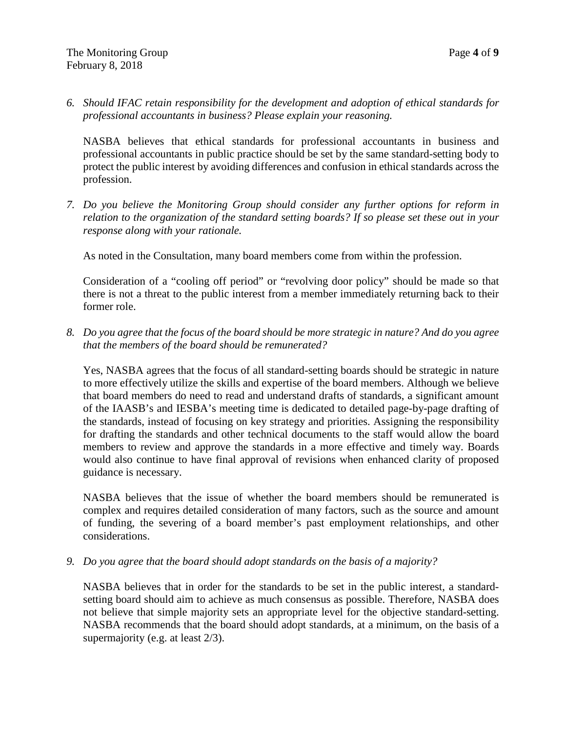6. *Should IFAC retain responsibility for the development and adoption of ethical standards for professional accountants in business? Please explain your reasoning.*

   NASBA believes that ethical standards for professional accountants in business and professional accountants in public practice should be set by the same standard-setting body to protect the public interest by avoiding differences and confusion in ethical standards across the profession.

7. *Do you believe the Monitoring Group should consider any further options for reform in relation to the organization of the standard setting boards? If so please set these out in your response along with your rationale.*

   As noted in the Consultation, many board members come from within the profession.

   Consideration of a "cooling off period" or "revolving door policy" should be made so that there is not a threat to the public interest from a member immediately returning back to their former role.

8. *Do you agree that the focus of the board should be more strategic in nature? And do you agree that the members of the board should be remunerated?*

   Yes, NASBA agrees that the focus of all standard-setting boards should be strategic in nature to more effectively utilize the skills and expertise of the board members. Although we believe that board members do need to read and understand drafts of standards, a significant amount of the IAASB's and IESBA's meeting time is dedicated to detailed page-by-page drafting of the standards, instead of focusing on key strategy and priorities. Assigning the responsibility for drafting the standards and other technical documents to the staff would allow the board members to review and approve the standards in a more effective and timely way. Boards would also continue to have final approval of revisions when enhanced clarity of proposed guidance is necessary.

   NASBA believes that the issue of whether the board members should be remunerated is complex and requires detailed consideration of many factors, such as the source and amount of funding, the severing of a board member's past employment relationships, and other considerations.

9. *Do you agree that the board should adopt standards on the basis of a majority?*

   NASBA believes that in order for the standards to be set in the public interest, a standard-setting board should aim to achieve as much consensus as possible. Therefore, NASBA does not believe that simple majority sets an appropriate level for the objective standard-setting. NASBA recommends that the board should adopt standards, at a minimum, on the basis of a supermajority (e.g. at least 2/3).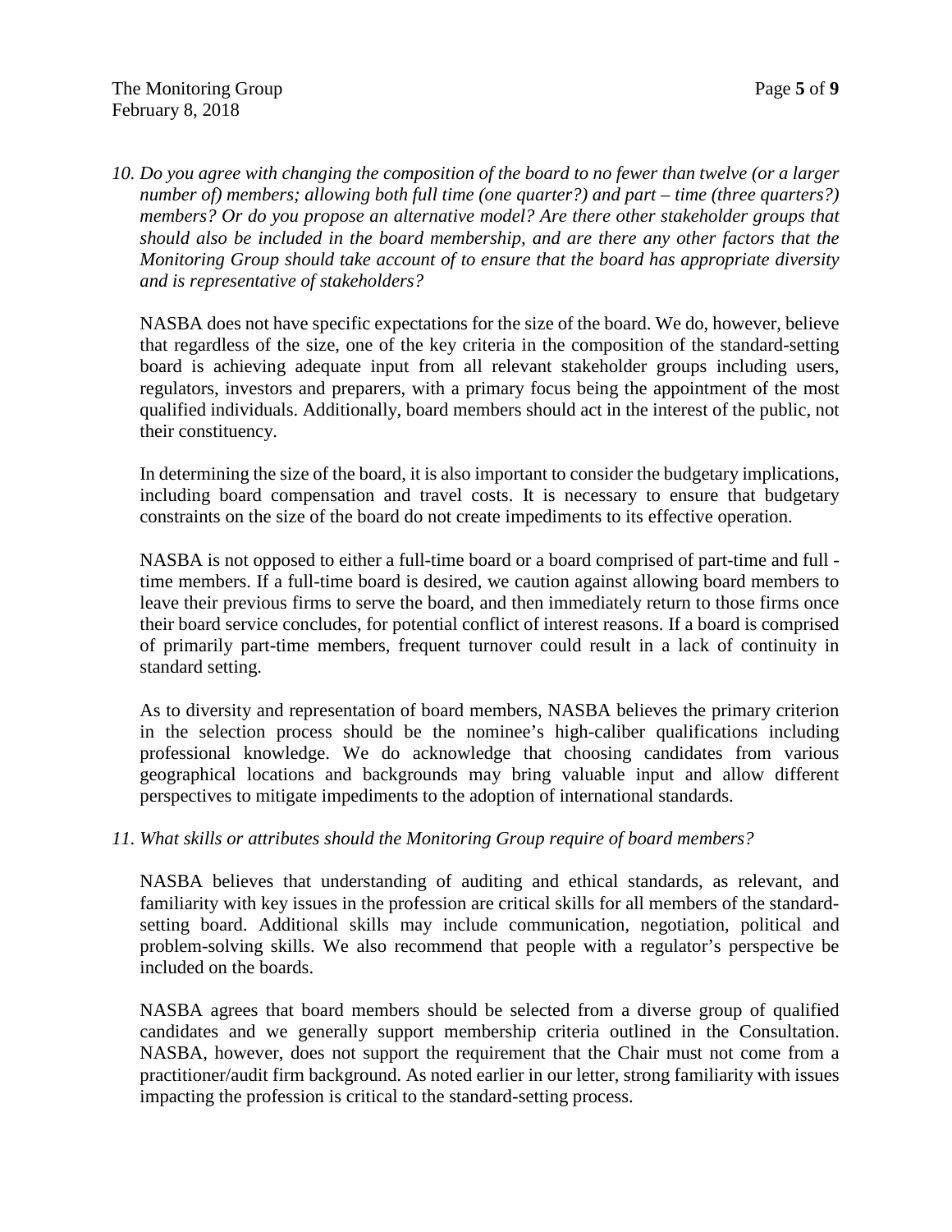*10. Do you agree with changing the composition of the board to no fewer than twelve (or a larger number of) members; allowing both full time (one quarter?) and part – time (three quarters?) members? Or do you propose an alternative model? Are there other stakeholder groups that should also be included in the board membership, and are there any other factors that the Monitoring Group should take account of to ensure that the board has appropriate diversity and is representative of stakeholders?*

NASBA does not have specific expectations for the size of the board. We do, however, believe that regardless of the size, one of the key criteria in the composition of the standard-setting board is achieving adequate input from all relevant stakeholder groups including users, regulators, investors and preparers, with a primary focus being the appointment of the most qualified individuals. Additionally, board members should act in the interest of the public, not their constituency.

In determining the size of the board, it is also important to consider the budgetary implications, including board compensation and travel costs. It is necessary to ensure that budgetary constraints on the size of the board do not create impediments to its effective operation.

NASBA is not opposed to either a full-time board or a board comprised of part-time and full - time members. If a full-time board is desired, we caution against allowing board members to leave their previous firms to serve the board, and then immediately return to those firms once their board service concludes, for potential conflict of interest reasons. If a board is comprised of primarily part-time members, frequent turnover could result in a lack of continuity in standard setting.

As to diversity and representation of board members, NASBA believes the primary criterion in the selection process should be the nominee's high-caliber qualifications including professional knowledge. We do acknowledge that choosing candidates from various geographical locations and backgrounds may bring valuable input and allow different perspectives to mitigate impediments to the adoption of international standards.

*11. What skills or attributes should the Monitoring Group require of board members?*

NASBA believes that understanding of auditing and ethical standards, as relevant, and familiarity with key issues in the profession are critical skills for all members of the standard-setting board. Additional skills may include communication, negotiation, political and problem-solving skills. We also recommend that people with a regulator's perspective be included on the boards.

NASBA agrees that board members should be selected from a diverse group of qualified candidates and we generally support membership criteria outlined in the Consultation. NASBA, however, does not support the requirement that the Chair must not come from a practitioner/audit firm background. As noted earlier in our letter, strong familiarity with issues impacting the profession is critical to the standard-setting process.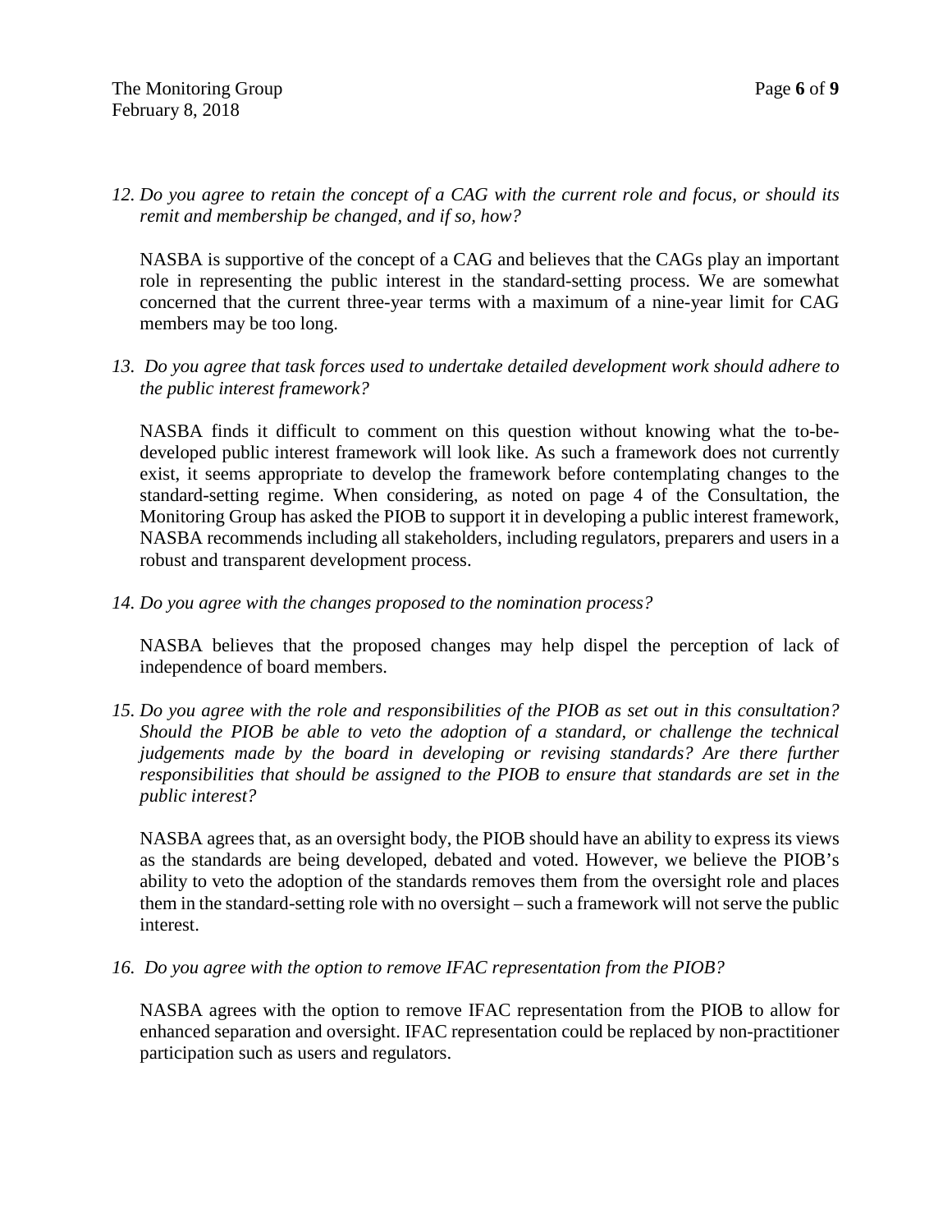*12. Do you agree to retain the concept of a CAG with the current role and focus, or should its remit and membership be changed, and if so, how?*

NASBA is supportive of the concept of a CAG and believes that the CAGs play an important role in representing the public interest in the standard-setting process. We are somewhat concerned that the current three-year terms with a maximum of a nine-year limit for CAG members may be too long.

*13. Do you agree that task forces used to undertake detailed development work should adhere to the public interest framework?*

NASBA finds it difficult to comment on this question without knowing what the to-be-developed public interest framework will look like. As such a framework does not currently exist, it seems appropriate to develop the framework before contemplating changes to the standard-setting regime. When considering, as noted on page 4 of the Consultation, the Monitoring Group has asked the PIOB to support it in developing a public interest framework, NASBA recommends including all stakeholders, including regulators, preparers and users in a robust and transparent development process.

*14. Do you agree with the changes proposed to the nomination process?*

NASBA believes that the proposed changes may help dispel the perception of lack of independence of board members.

*15. Do you agree with the role and responsibilities of the PIOB as set out in this consultation? Should the PIOB be able to veto the adoption of a standard, or challenge the technical judgements made by the board in developing or revising standards? Are there further responsibilities that should be assigned to the PIOB to ensure that standards are set in the public interest?*

NASBA agrees that, as an oversight body, the PIOB should have an ability to express its views as the standards are being developed, debated and voted. However, we believe the PIOB's ability to veto the adoption of the standards removes them from the oversight role and places them in the standard-setting role with no oversight – such a framework will not serve the public interest.

*16. Do you agree with the option to remove IFAC representation from the PIOB?*

NASBA agrees with the option to remove IFAC representation from the PIOB to allow for enhanced separation and oversight. IFAC representation could be replaced by non-practitioner participation such as users and regulators.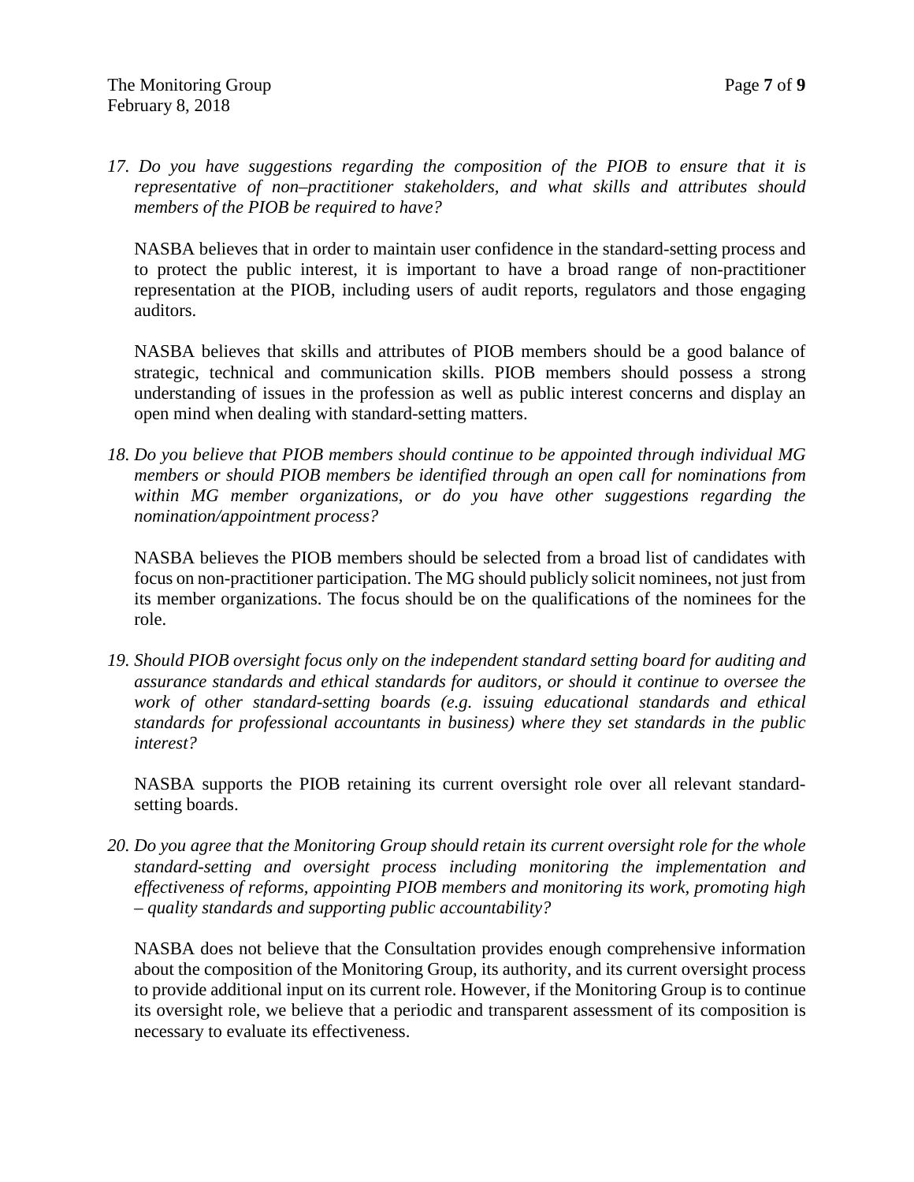*17. Do you have suggestions regarding the composition of the PIOB to ensure that it is representative of non–practitioner stakeholders, and what skills and attributes should members of the PIOB be required to have?*

NASBA believes that in order to maintain user confidence in the standard-setting process and to protect the public interest, it is important to have a broad range of non-practitioner representation at the PIOB, including users of audit reports, regulators and those engaging auditors.

NASBA believes that skills and attributes of PIOB members should be a good balance of strategic, technical and communication skills. PIOB members should possess a strong understanding of issues in the profession as well as public interest concerns and display an open mind when dealing with standard-setting matters.

*18. Do you believe that PIOB members should continue to be appointed through individual MG members or should PIOB members be identified through an open call for nominations from within MG member organizations, or do you have other suggestions regarding the nomination/appointment process?*

NASBA believes the PIOB members should be selected from a broad list of candidates with focus on non-practitioner participation. The MG should publicly solicit nominees, not just from its member organizations. The focus should be on the qualifications of the nominees for the role.

*19. Should PIOB oversight focus only on the independent standard setting board for auditing and assurance standards and ethical standards for auditors, or should it continue to oversee the work of other standard-setting boards (e.g. issuing educational standards and ethical standards for professional accountants in business) where they set standards in the public interest?*

NASBA supports the PIOB retaining its current oversight role over all relevant standard-setting boards.

*20. Do you agree that the Monitoring Group should retain its current oversight role for the whole standard-setting and oversight process including monitoring the implementation and effectiveness of reforms, appointing PIOB members and monitoring its work, promoting high – quality standards and supporting public accountability?*

NASBA does not believe that the Consultation provides enough comprehensive information about the composition of the Monitoring Group, its authority, and its current oversight process to provide additional input on its current role. However, if the Monitoring Group is to continue its oversight role, we believe that a periodic and transparent assessment of its composition is necessary to evaluate its effectiveness.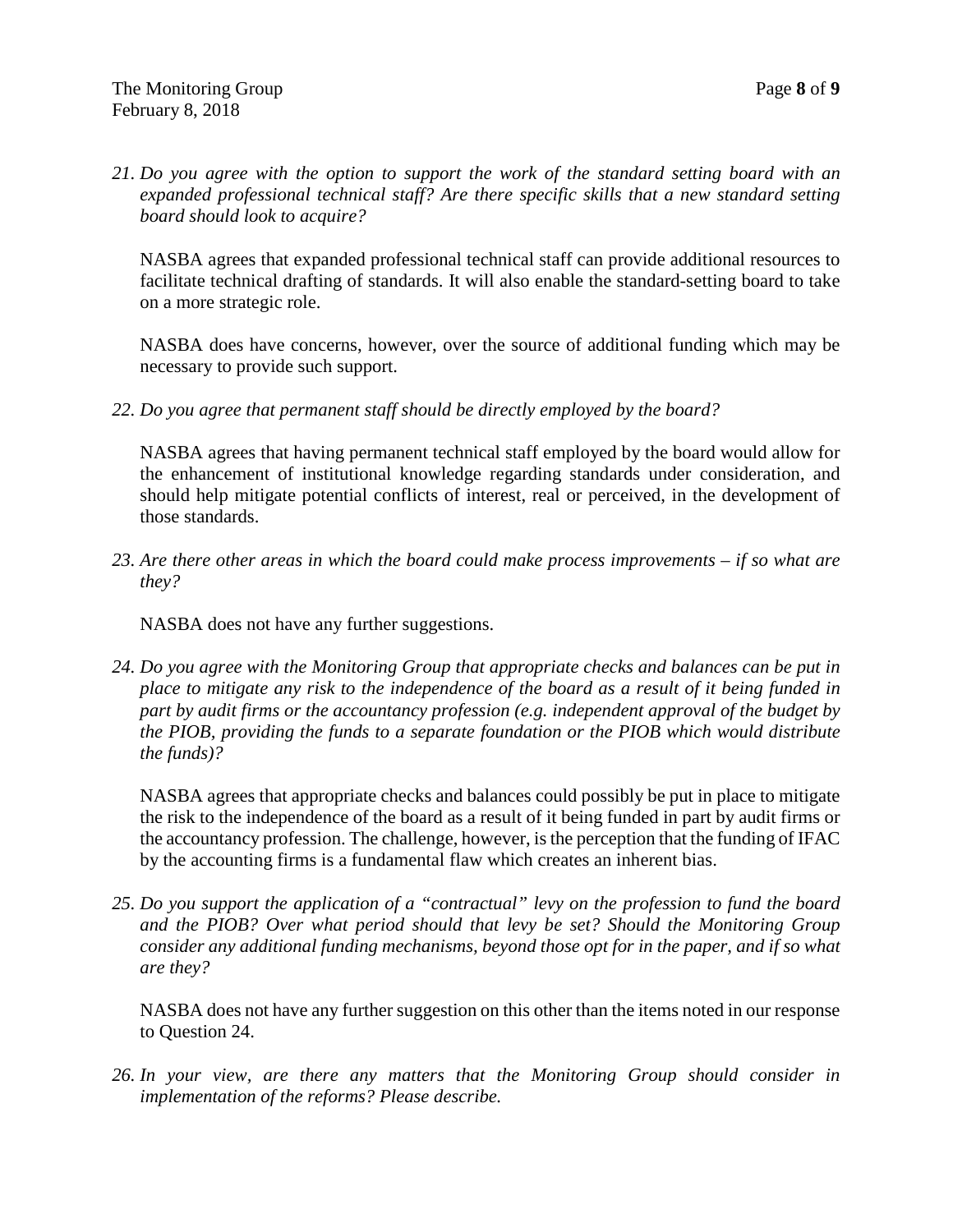21. *Do you agree with the option to support the work of the standard setting board with an expanded professional technical staff? Are there specific skills that a new standard setting board should look to acquire?*

    NASBA agrees that expanded professional technical staff can provide additional resources to facilitate technical drafting of standards. It will also enable the standard-setting board to take on a more strategic role.

    NASBA does have concerns, however, over the source of additional funding which may be necessary to provide such support.

22. *Do you agree that permanent staff should be directly employed by the board?*

    NASBA agrees that having permanent technical staff employed by the board would allow for the enhancement of institutional knowledge regarding standards under consideration, and should help mitigate potential conflicts of interest, real or perceived, in the development of those standards.

23. *Are there other areas in which the board could make process improvements – if so what are they?*

    NASBA does not have any further suggestions.

24. *Do you agree with the Monitoring Group that appropriate checks and balances can be put in place to mitigate any risk to the independence of the board as a result of it being funded in part by audit firms or the accountancy profession (e.g. independent approval of the budget by the PIOB, providing the funds to a separate foundation or the PIOB which would distribute the funds)?*

    NASBA agrees that appropriate checks and balances could possibly be put in place to mitigate the risk to the independence of the board as a result of it being funded in part by audit firms or the accountancy profession. The challenge, however, is the perception that the funding of IFAC by the accounting firms is a fundamental flaw which creates an inherent bias.

25. *Do you support the application of a "contractual" levy on the profession to fund the board and the PIOB? Over what period should that levy be set? Should the Monitoring Group consider any additional funding mechanisms, beyond those opt for in the paper, and if so what are they?*

    NASBA does not have any further suggestion on this other than the items noted in our response to Question 24.

26. *In your view, are there any matters that the Monitoring Group should consider in implementation of the reforms? Please describe.*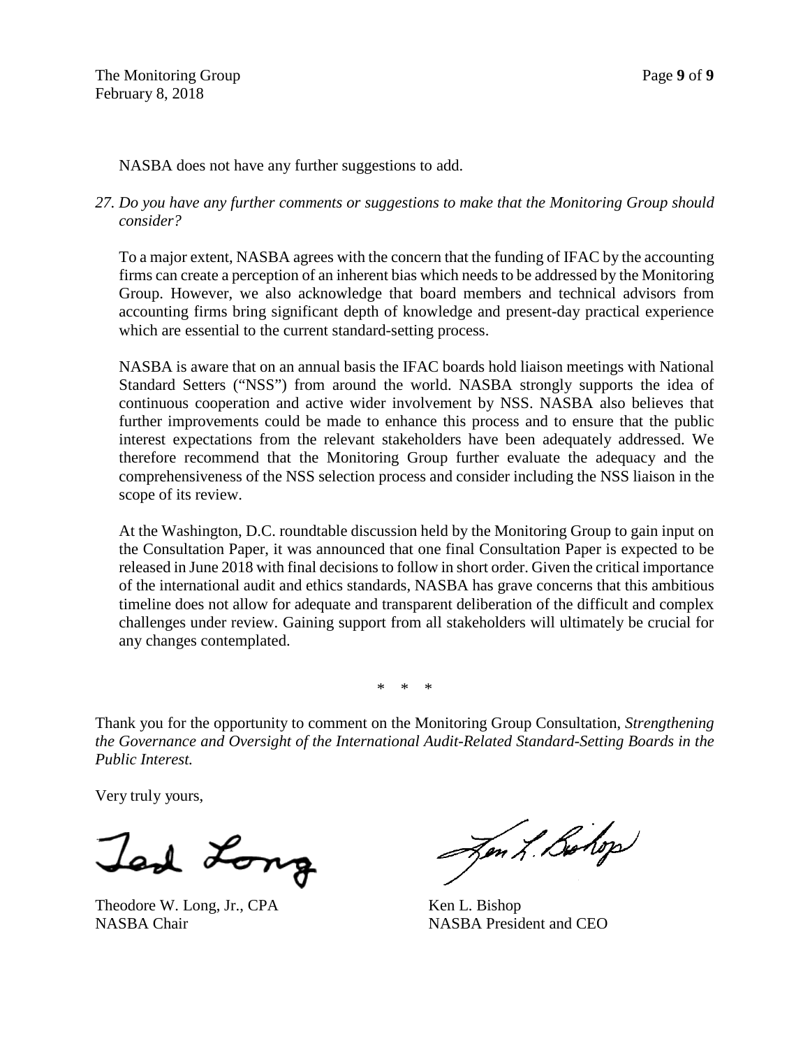NASBA does not have any further suggestions to add.

*27. Do you have any further comments or suggestions to make that the Monitoring Group should consider?*

To a major extent, NASBA agrees with the concern that the funding of IFAC by the accounting firms can create a perception of an inherent bias which needs to be addressed by the Monitoring Group. However, we also acknowledge that board members and technical advisors from accounting firms bring significant depth of knowledge and present-day practical experience which are essential to the current standard-setting process.

NASBA is aware that on an annual basis the IFAC boards hold liaison meetings with National Standard Setters ("NSS") from around the world. NASBA strongly supports the idea of continuous cooperation and active wider involvement by NSS. NASBA also believes that further improvements could be made to enhance this process and to ensure that the public interest expectations from the relevant stakeholders have been adequately addressed. We therefore recommend that the Monitoring Group further evaluate the adequacy and the comprehensiveness of the NSS selection process and consider including the NSS liaison in the scope of its review.

At the Washington, D.C. roundtable discussion held by the Monitoring Group to gain input on the Consultation Paper, it was announced that one final Consultation Paper is expected to be released in June 2018 with final decisions to follow in short order. Given the critical importance of the international audit and ethics standards, NASBA has grave concerns that this ambitious timeline does not allow for adequate and transparent deliberation of the difficult and complex challenges under review. Gaining support from all stakeholders will ultimately be crucial for any changes contemplated.

\* \* \*

Thank you for the opportunity to comment on the Monitoring Group Consultation, *Strengthening the Governance and Oversight of the International Audit-Related Standard-Setting Boards in the Public Interest.*

Very truly yours,

Ted Long

Theodore W. Long, Jr., CPA
NASBA Chair

Ken L. Bishop

Ken L. Bishop
NASBA President and CEO